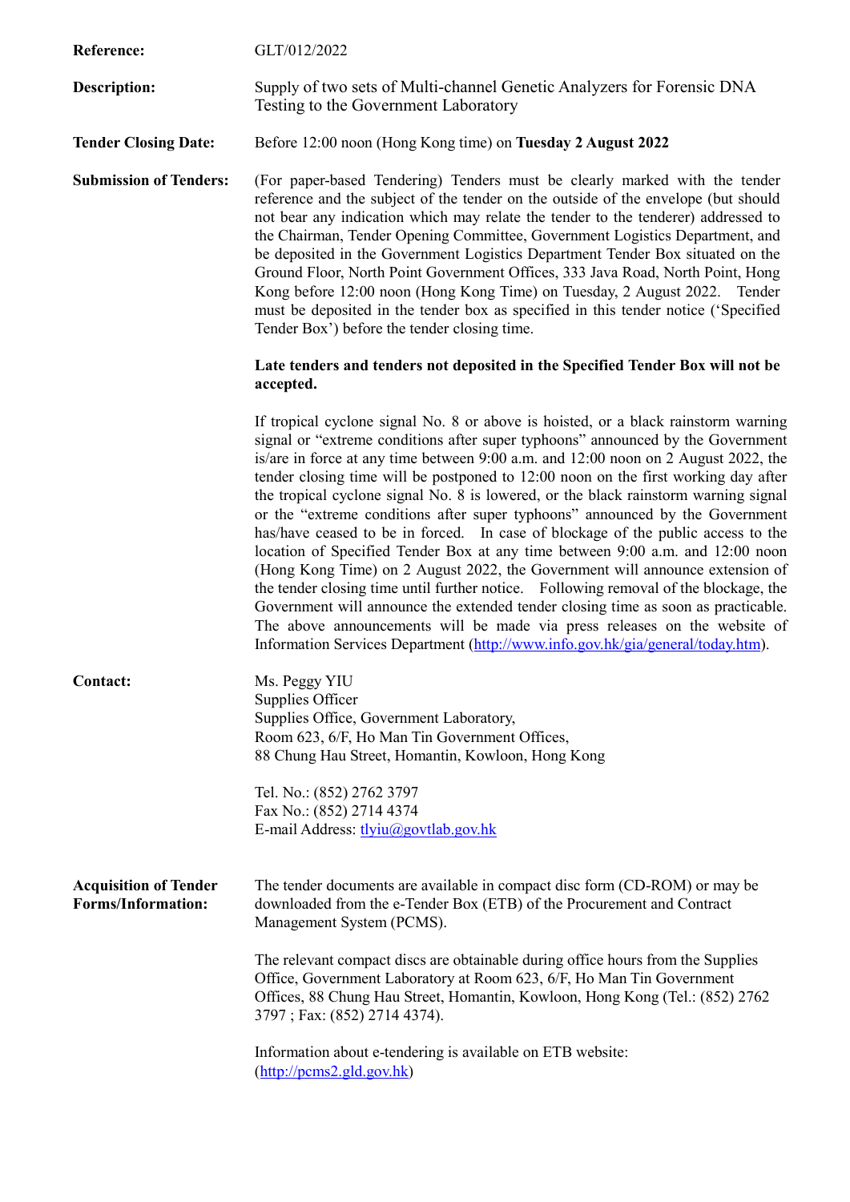**Reference:** GLT/012/2022

**Description:** Supply of two sets of Multi-channel Genetic Analyzers for Forensic DNA Testing to the Government Laboratory

**Tender Closing Date:** Before 12:00 noon (Hong Kong time) on **Tuesday 2 August 2022**

**Submission of Tenders:** (For paper-based Tendering) Tenders must be clearly marked with the tender reference and the subject of the tender on the outside of the envelope (but should not bear any indication which may relate the tender to the tenderer) addressed to the Chairman, Tender Opening Committee, Government Logistics Department, and be deposited in the Government Logistics Department Tender Box situated on the Ground Floor, North Point Government Offices, 333 Java Road, North Point, Hong Kong before 12:00 noon (Hong Kong Time) on Tuesday, 2 August 2022. Tender must be deposited in the tender box as specified in this tender notice ('Specified Tender Box') before the tender closing time.

**Late tenders and tenders not deposited in the Specified Tender Box will not be accepted.**

If tropical cyclone signal No. 8 or above is hoisted, or a black rainstorm warning signal or "extreme conditions after super typhoons" announced by the Government is/are in force at any time between 9:00 a.m. and 12:00 noon on 2 August 2022, the tender closing time will be postponed to 12:00 noon on the first working day after the tropical cyclone signal No. 8 is lowered, or the black rainstorm warning signal or the "extreme conditions after super typhoons" announced by the Government has/have ceased to be in forced. In case of blockage of the public access to the location of Specified Tender Box at any time between 9:00 a.m. and 12:00 noon (Hong Kong Time) on 2 August 2022, the Government will announce extension of the tender closing time until further notice. Following removal of the blockage, the Government will announce the extended tender closing time as soon as practicable. The above announcements will be made via press releases on the website of Information Services Department (http://www.info.gov.hk/gia/general/today.htm).

**Contact:**

Ms. Peggy YIU
Supplies Officer
Supplies Office, Government Laboratory,
Room 623, 6/F, Ho Man Tin Government Offices,
88 Chung Hau Street, Homantin, Kowloon, Hong Kong

Tel. No.: (852) 2762 3797
Fax No.: (852) 2714 4374
E-mail Address: tlyiu@govtlab.gov.hk

**Acquisition of Tender Forms/Information:**

The tender documents are available in compact disc form (CD-ROM) or may be downloaded from the e-Tender Box (ETB) of the Procurement and Contract Management System (PCMS).

The relevant compact discs are obtainable during office hours from the Supplies Office, Government Laboratory at Room 623, 6/F, Ho Man Tin Government Offices, 88 Chung Hau Street, Homantin, Kowloon, Hong Kong (Tel.: (852) 2762 3797 ; Fax: (852) 2714 4374).

Information about e-tendering is available on ETB website: (http://pcms2.gld.gov.hk)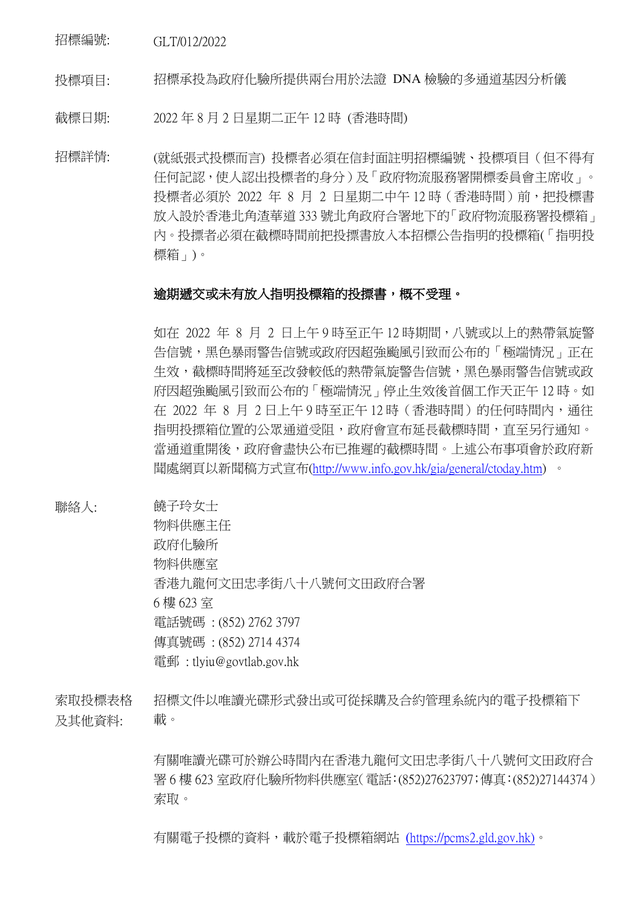招標編號: GLT/012/2022

投標項目: 招標承投為政府化驗所提供兩台用於法證 DNA 檢驗的多通道基因分析儀

截標日期: 2022 年 8 月 2 日星期二正午 12 時 (香港時間)

招標詳情: (就紙張式投標而言) 投標者必須在信封面註明招標編號、投標項目（但不得有任何記認，使人認出投標者的身分）及「政府物流服務署開標委員會主席收」。投標者必須於 2022 年 8 月 2 日星期二中午 12 時（香港時間）前，把投標書放入設於香港北角渣華道 333 號北角政府合署地下的「政府物流服務署投標箱」內。投標者必須在截標時間前把投標書放入本招標公告指明的投標箱(「指明投標箱」)。

**逾期遞交或未有放入指明投標箱的投標書，概不受理。**

如在 2022 年 8 月 2 日上午 9 時至正午 12 時期間，八號或以上的熱帶氣旋警告信號，黑色暴雨警告信號或政府因超強颱風引致而公布的「極端情況」正在生效，截標時間將延至改發較低的熱帶氣旋警告信號，黑色暴雨警告信號或政府因超強颱風引致而公布的「極端情況」停止生效後首個工作天正午 12 時。如在 2022 年 8 月 2 日上午 9 時至正午 12 時（香港時間）的任何時間內，通往指明投標箱位置的公眾通道受阻，政府會宣布延長截標時間，直至另行通知。當通道重開後，政府會盡快公布已推遲的截標時間。上述公布事項會於政府新聞處網頁以新聞稿方式宣布(http://www.info.gov.hk/gia/general/ctoday.htm) 。

聯絡人: 饒子玲女士
物料供應主任
政府化驗所
物料供應室
香港九龍何文田忠孝街八十八號何文田政府合署
6 樓 623 室
電話號碼 : (852) 2762 3797
傳真號碼 : (852) 2714 4374
電郵 : tlyiu@govtlab.gov.hk

索取投標表格及其他資料: 招標文件以唯讀光碟形式發出或可從採購及合約管理系統內的電子投標箱下載。

有關唯讀光碟可於辦公時間內在香港九龍何文田忠孝街八十八號何文田政府合署 6 樓 623 室政府化驗所物料供應室（電話：(852)27623797；傳真：(852)27144374）索取。

有關電子投標的資料，載於電子投標箱網站 (https://pcms2.gld.gov.hk)。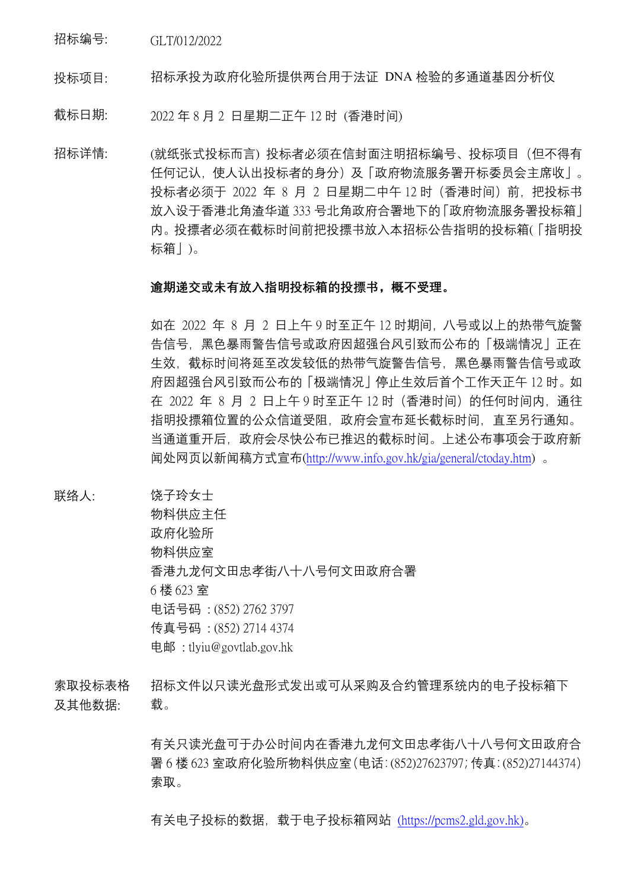招标编号: GLT/012/2022

投标项目: 招标承投为政府化验所提供两台用于法证 DNA 检验的多通道基因分析仪

截标日期: 2022 年 8 月 2 日星期二正午 12 时 (香港时间)

招标详情: (就纸张式投标而言) 投标者必须在信封面注明招标编号、投标项目（但不得有任何记认，使人认出投标者的身分）及「政府物流服务署开标委员会主席收」。投标者必须于 2022 年 8 月 2 日星期二中午 12 时（香港时间）前，把投标书放入设于香港北角渣华道 333 号北角政府合署地下的「政府物流服务署投标箱」内。投摽者必须在截标时间前把投摽书放入本招标公告指明的投标箱(「指明投标箱」)。

**逾期递交或未有放入指明投标箱的投摽书，概不受理。**

如在 2022 年 8 月 2 日上午 9 时至正午 12 时期间，八号或以上的热带气旋警告信号，黑色暴雨警告信号或政府因超强台风引致而公布的「极端情况」正在生效，截标时间将延至改发较低的热带气旋警告信号，黑色暴雨警告信号或政府因超强台风引致而公布的「极端情况」停止生效后首个工作天正午 12 时。如在 2022 年 8 月 2 日上午 9 时至正午 12 时（香港时间）的任何时间内，通往指明投摽箱位置的公众信道受阻，政府会宣布延长截标时间，直至另行通知。当通道重开后，政府会尽快公布已推迟的截标时间。上述公布事项会于政府新闻处网页以新闻稿方式宣布(http://www.info.gov.hk/gia/general/ctoday.htm) 。

联络人:
饶子玲女士
物料供应主任
政府化验所
物料供应室
香港九龙何文田忠孝街八十八号何文田政府合署
6 楼 623 室
电话号码 : (852) 2762 3797
传真号码 : (852) 2714 4374
电邮 : tlyiu@govtlab.gov.hk

索取投标表格及其他数据: 招标文件以只读光盘形式发出或可从采购及合约管理系统内的电子投标箱下载。

有关只读光盘可于办公时间内在香港九龙何文田忠孝街八十八号何文田政府合署 6 楼 623 室政府化验所物料供应室(电话: (852)27623797; 传真: (852)27144374)索取。

有关电子投标的数据，载于电子投标箱网站 (https://pcms2.gld.gov.hk)。